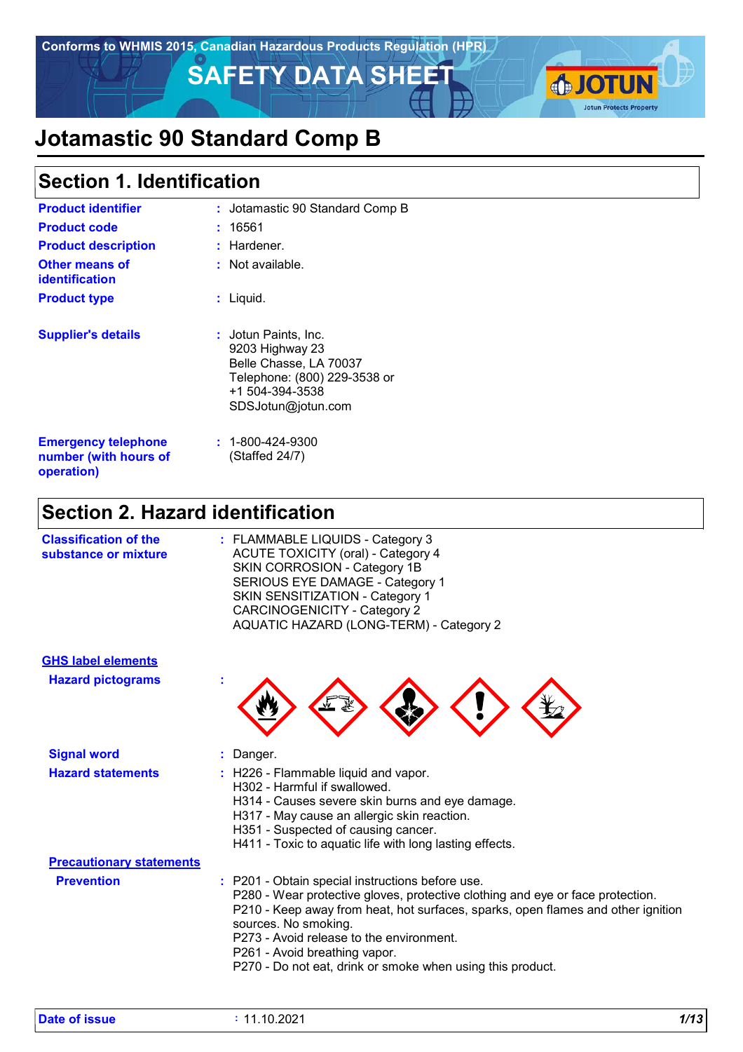Conforms to WHMIS 2015, Canadian Hazardous Products Regulation (HPR)

# SAFETY DATA SHEET

# Jotamastic 90 Standard Comp B

## Section 1. Identification

| | |
|---|---|
| **Product identifier** | : Jotamastic 90 Standard Comp B |
| **Product code** | : 16561 |
| **Product description** | : Hardener. |
| **Other means of identification** | : Not available. |
| **Product type** | : Liquid. |
| **Supplier's details** | : Jotun Paints, Inc.<br>9203 Highway 23<br>Belle Chasse, LA 70037<br>Telephone: (800) 229-3538 or<br>+1 504-394-3538<br>SDSJotun@jotun.com |
| **Emergency telephone number (with hours of operation)** | : 1-800-424-9300<br>(Staffed 24/7) |

## Section 2. Hazard identification

**Classification of the substance or mixture** : FLAMMABLE LIQUIDS - Category 3
ACUTE TOXICITY (oral) - Category 4
SKIN CORROSION - Category 1B
SERIOUS EYE DAMAGE - Category 1
SKIN SENSITIZATION - Category 1
CARCINOGENICITY - Category 2
AQUATIC HAZARD (LONG-TERM) - Category 2

**GHS label elements**

**Hazard pictograms** :

**Signal word** : Danger.

**Hazard statements** : H226 - Flammable liquid and vapor.
H302 - Harmful if swallowed.
H314 - Causes severe skin burns and eye damage.
H317 - May cause an allergic skin reaction.
H351 - Suspected of causing cancer.
H411 - Toxic to aquatic life with long lasting effects.

**Precautionary statements**

**Prevention** : P201 - Obtain special instructions before use.
P280 - Wear protective gloves, protective clothing and eye or face protection.
P210 - Keep away from heat, hot surfaces, sparks, open flames and other ignition sources. No smoking.
P273 - Avoid release to the environment.
P261 - Avoid breathing vapor.
P270 - Do not eat, drink or smoke when using this product.

**Date of issue** : 11.10.2021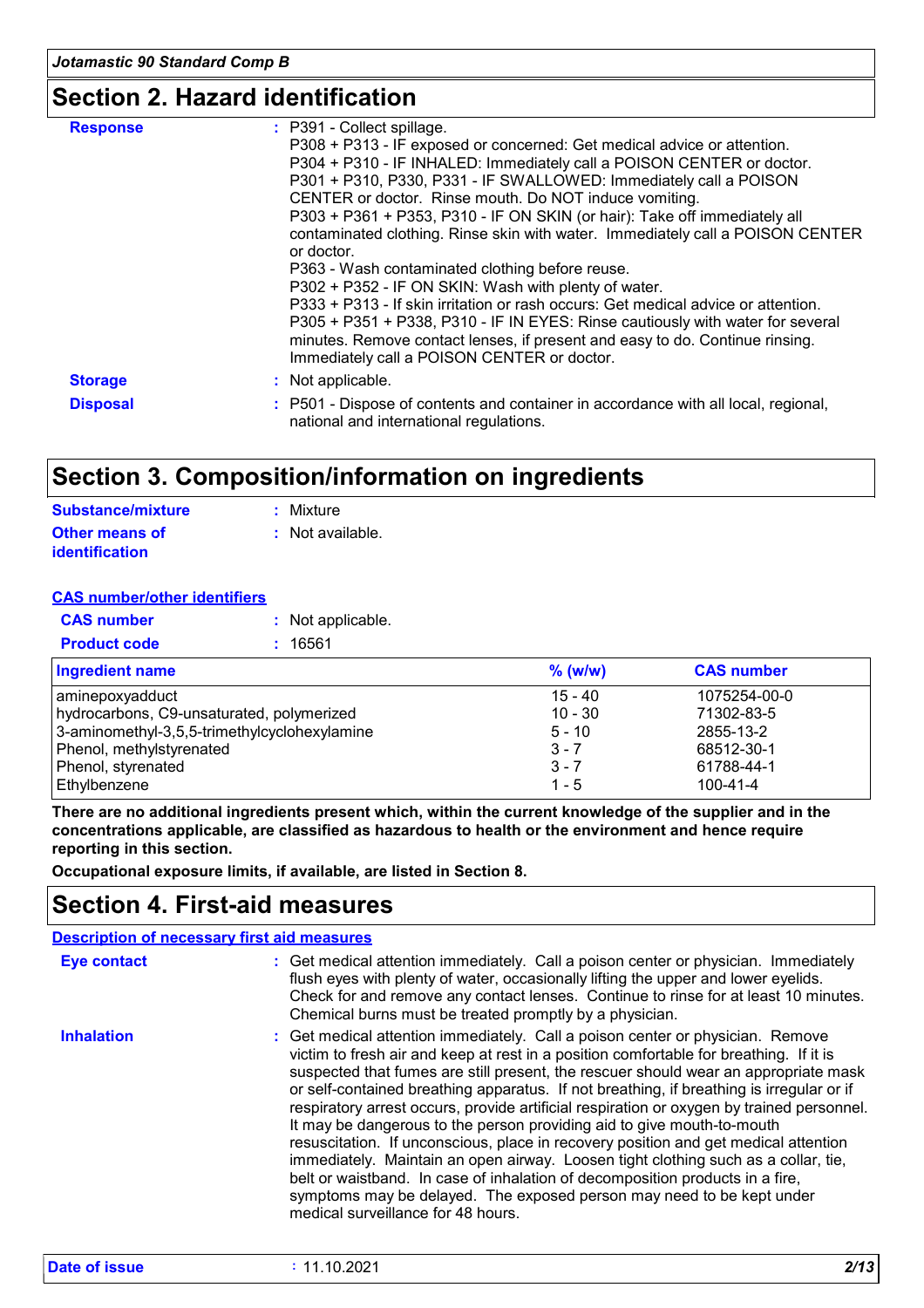## Section 2. Hazard identification

**Response** : P391 - Collect spillage.
P308 + P313 - IF exposed or concerned: Get medical advice or attention.
P304 + P310 - IF INHALED: Immediately call a POISON CENTER or doctor.
P301 + P310, P330, P331 - IF SWALLOWED: Immediately call a POISON CENTER or doctor. Rinse mouth. Do NOT induce vomiting.
P303 + P361 + P353, P310 - IF ON SKIN (or hair): Take off immediately all contaminated clothing. Rinse skin with water. Immediately call a POISON CENTER or doctor.
P363 - Wash contaminated clothing before reuse.
P302 + P352 - IF ON SKIN: Wash with plenty of water.
P333 + P313 - If skin irritation or rash occurs: Get medical advice or attention.
P305 + P351 + P338, P310 - IF IN EYES: Rinse cautiously with water for several minutes. Remove contact lenses, if present and easy to do. Continue rinsing. Immediately call a POISON CENTER or doctor.

**Storage** : Not applicable.

**Disposal** : P501 - Dispose of contents and container in accordance with all local, regional, national and international regulations.

## Section 3. Composition/information on ingredients

**Substance/mixture** : Mixture

**Other means of identification** : Not available.

**CAS number/other identifiers**

**CAS number** : Not applicable.

**Product code** : 16561

| Ingredient name | % (w/w) | CAS number |
|---|---|---|
| aminepoxyadduct | 15 - 40 | 1075254-00-0 |
| hydrocarbons, C9-unsaturated, polymerized | 10 - 30 | 71302-83-5 |
| 3-aminomethyl-3,5,5-trimethylcyclohexylamine | 5 - 10 | 2855-13-2 |
| Phenol, methylstyrenated | 3 - 7 | 68512-30-1 |
| Phenol, styrenated | 3 - 7 | 61788-44-1 |
| Ethylbenzene | 1 - 5 | 100-41-4 |

**There are no additional ingredients present which, within the current knowledge of the supplier and in the concentrations applicable, are classified as hazardous to health or the environment and hence require reporting in this section.**

**Occupational exposure limits, if available, are listed in Section 8.**

## Section 4. First-aid measures

**Description of necessary first aid measures**

**Eye contact** : Get medical attention immediately. Call a poison center or physician. Immediately flush eyes with plenty of water, occasionally lifting the upper and lower eyelids. Check for and remove any contact lenses. Continue to rinse for at least 10 minutes. Chemical burns must be treated promptly by a physician.

**Inhalation** : Get medical attention immediately. Call a poison center or physician. Remove victim to fresh air and keep at rest in a position comfortable for breathing. If it is suspected that fumes are still present, the rescuer should wear an appropriate mask or self-contained breathing apparatus. If not breathing, if breathing is irregular or if respiratory arrest occurs, provide artificial respiration or oxygen by trained personnel. It may be dangerous to the person providing aid to give mouth-to-mouth resuscitation. If unconscious, place in recovery position and get medical attention immediately. Maintain an open airway. Loosen tight clothing such as a collar, tie, belt or waistband. In case of inhalation of decomposition products in a fire, symptoms may be delayed. The exposed person may need to be kept under medical surveillance for 48 hours.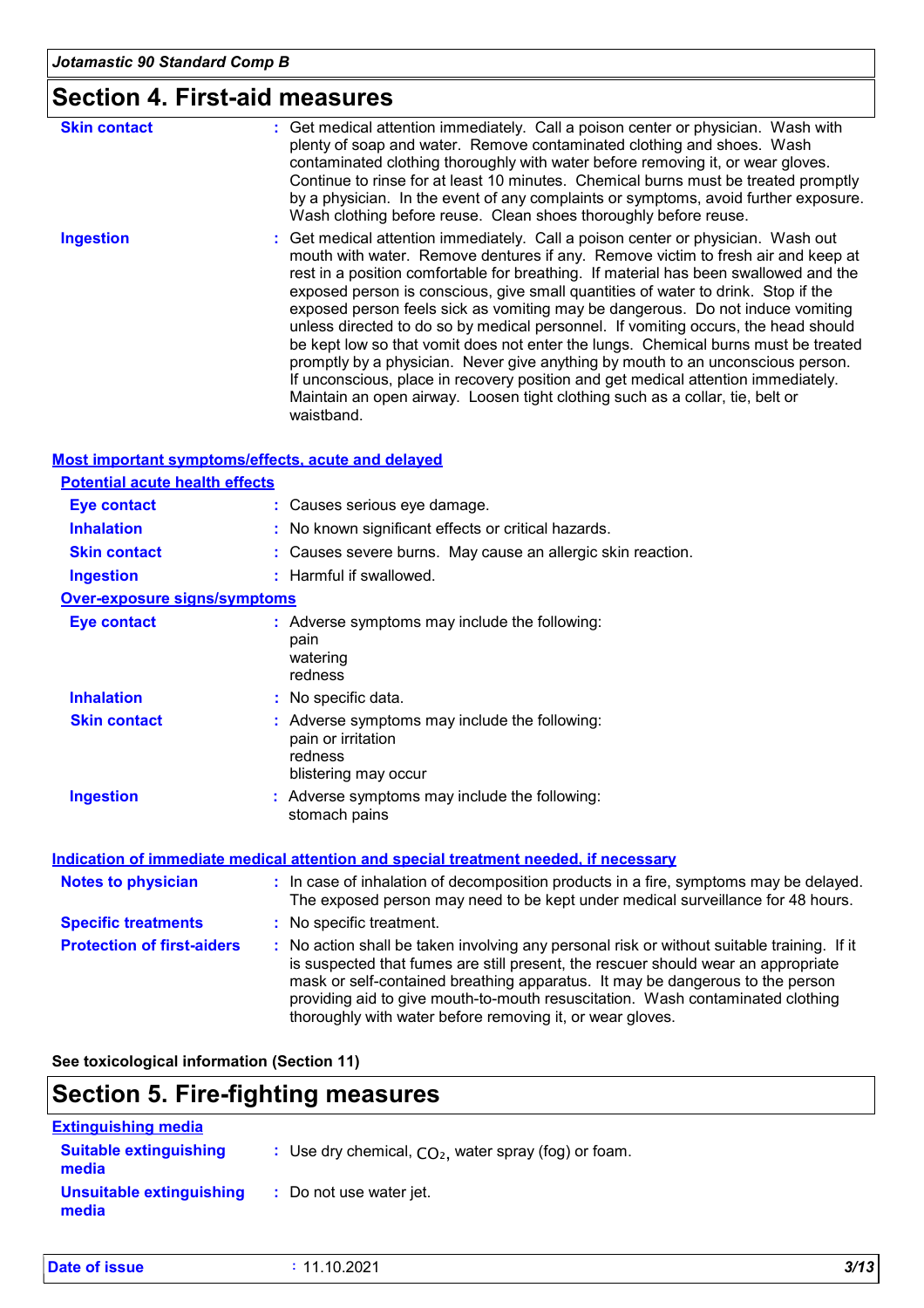## Section 4. First-aid measures

**Skin contact** : Get medical attention immediately. Call a poison center or physician. Wash with plenty of soap and water. Remove contaminated clothing and shoes. Wash contaminated clothing thoroughly with water before removing it, or wear gloves. Continue to rinse for at least 10 minutes. Chemical burns must be treated promptly by a physician. In the event of any complaints or symptoms, avoid further exposure. Wash clothing before reuse. Clean shoes thoroughly before reuse.

**Ingestion** : Get medical attention immediately. Call a poison center or physician. Wash out mouth with water. Remove dentures if any. Remove victim to fresh air and keep at rest in a position comfortable for breathing. If material has been swallowed and the exposed person is conscious, give small quantities of water to drink. Stop if the exposed person feels sick as vomiting may be dangerous. Do not induce vomiting unless directed to do so by medical personnel. If vomiting occurs, the head should be kept low so that vomit does not enter the lungs. Chemical burns must be treated promptly by a physician. Never give anything by mouth to an unconscious person. If unconscious, place in recovery position and get medical attention immediately. Maintain an open airway. Loosen tight clothing such as a collar, tie, belt or waistband.

### Most important symptoms/effects, acute and delayed

**Potential acute health effects**

**Eye contact** : Causes serious eye damage.

**Inhalation** : No known significant effects or critical hazards.

**Skin contact** : Causes severe burns. May cause an allergic skin reaction.

**Ingestion** : Harmful if swallowed.

**Over-exposure signs/symptoms**

**Eye contact** : Adverse symptoms may include the following:
pain
watering
redness

**Inhalation** : No specific data.

**Skin contact** : Adverse symptoms may include the following:
pain or irritation
redness
blistering may occur

**Ingestion** : Adverse symptoms may include the following:
stomach pains

### Indication of immediate medical attention and special treatment needed, if necessary

**Notes to physician** : In case of inhalation of decomposition products in a fire, symptoms may be delayed. The exposed person may need to be kept under medical surveillance for 48 hours.

**Specific treatments** : No specific treatment.

**Protection of first-aiders** : No action shall be taken involving any personal risk or without suitable training. If it is suspected that fumes are still present, the rescuer should wear an appropriate mask or self-contained breathing apparatus. It may be dangerous to the person providing aid to give mouth-to-mouth resuscitation. Wash contaminated clothing thoroughly with water before removing it, or wear gloves.

**See toxicological information (Section 11)**

## Section 5. Fire-fighting measures

### Extinguishing media

**Suitable extinguishing media** : Use dry chemical, $CO_2$, water spray (fog) or foam.

**Unsuitable extinguishing media** : Do not use water jet.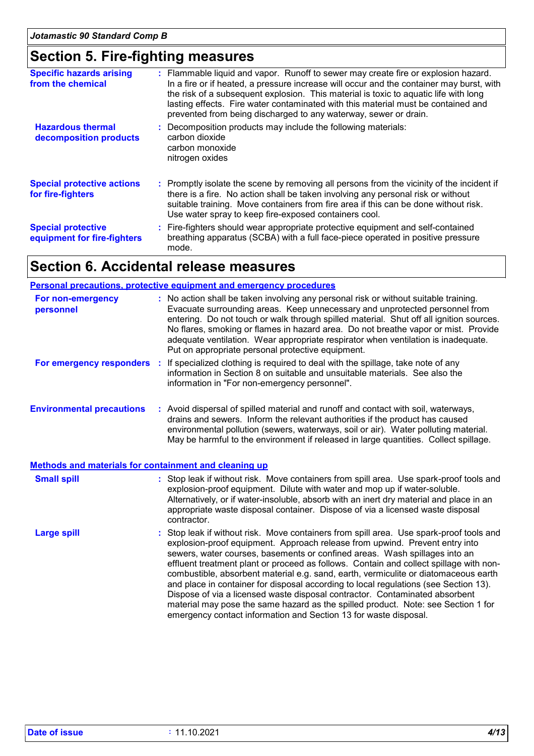## Section 5. Fire-fighting measures

**Specific hazards arising from the chemical** : Flammable liquid and vapor. Runoff to sewer may create fire or explosion hazard. In a fire or if heated, a pressure increase will occur and the container may burst, with the risk of a subsequent explosion. This material is toxic to aquatic life with long lasting effects. Fire water contaminated with this material must be contained and prevented from being discharged to any waterway, sewer or drain.

**Hazardous thermal decomposition products** : Decomposition products may include the following materials:
carbon dioxide
carbon monoxide
nitrogen oxides

**Special protective actions for fire-fighters** : Promptly isolate the scene by removing all persons from the vicinity of the incident if there is a fire. No action shall be taken involving any personal risk or without suitable training. Move containers from fire area if this can be done without risk. Use water spray to keep fire-exposed containers cool.

**Special protective equipment for fire-fighters** : Fire-fighters should wear appropriate protective equipment and self-contained breathing apparatus (SCBA) with a full face-piece operated in positive pressure mode.

## Section 6. Accidental release measures

### Personal precautions, protective equipment and emergency procedures

**For non-emergency personnel** : No action shall be taken involving any personal risk or without suitable training. Evacuate surrounding areas. Keep unnecessary and unprotected personnel from entering. Do not touch or walk through spilled material. Shut off all ignition sources. No flares, smoking or flames in hazard area. Do not breathe vapor or mist. Provide adequate ventilation. Wear appropriate respirator when ventilation is inadequate. Put on appropriate personal protective equipment.

**For emergency responders** : If specialized clothing is required to deal with the spillage, take note of any information in Section 8 on suitable and unsuitable materials. See also the information in "For non-emergency personnel".

**Environmental precautions** : Avoid dispersal of spilled material and runoff and contact with soil, waterways, drains and sewers. Inform the relevant authorities if the product has caused environmental pollution (sewers, waterways, soil or air). Water polluting material. May be harmful to the environment if released in large quantities. Collect spillage.

### Methods and materials for containment and cleaning up

**Small spill** : Stop leak if without risk. Move containers from spill area. Use spark-proof tools and explosion-proof equipment. Dilute with water and mop up if water-soluble. Alternatively, or if water-insoluble, absorb with an inert dry material and place in an appropriate waste disposal container. Dispose of via a licensed waste disposal contractor.

**Large spill** : Stop leak if without risk. Move containers from spill area. Use spark-proof tools and explosion-proof equipment. Approach release from upwind. Prevent entry into sewers, water courses, basements or confined areas. Wash spillages into an effluent treatment plant or proceed as follows. Contain and collect spillage with non-combustible, absorbent material e.g. sand, earth, vermiculite or diatomaceous earth and place in container for disposal according to local regulations (see Section 13). Dispose of via a licensed waste disposal contractor. Contaminated absorbent material may pose the same hazard as the spilled product. Note: see Section 1 for emergency contact information and Section 13 for waste disposal.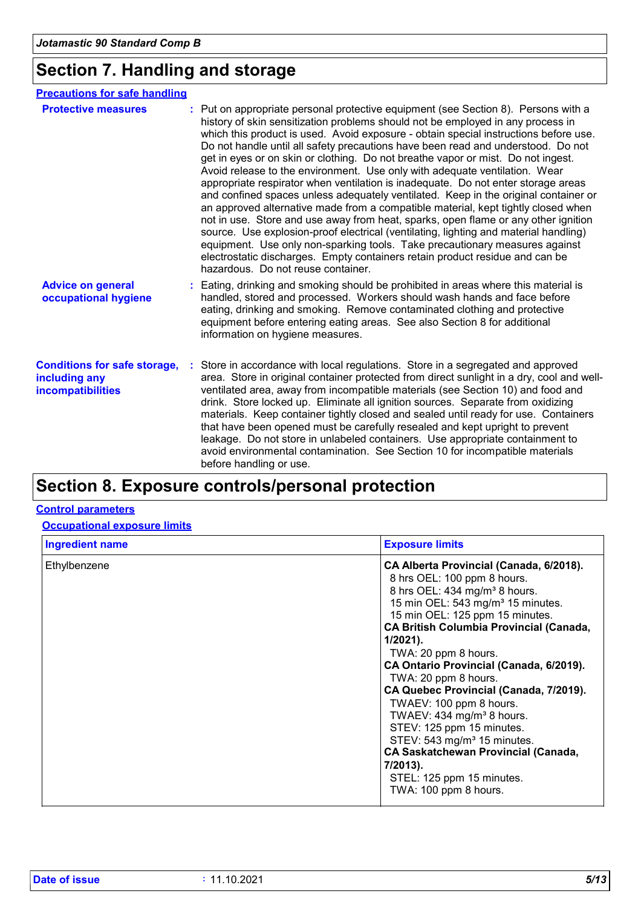## Section 7. Handling and storage

### Precautions for safe handling

**Protective measures** : Put on appropriate personal protective equipment (see Section 8). Persons with a history of skin sensitization problems should not be employed in any process in which this product is used. Avoid exposure - obtain special instructions before use. Do not handle until all safety precautions have been read and understood. Do not get in eyes or on skin or clothing. Do not breathe vapor or mist. Do not ingest. Avoid release to the environment. Use only with adequate ventilation. Wear appropriate respirator when ventilation is inadequate. Do not enter storage areas and confined spaces unless adequately ventilated. Keep in the original container or an approved alternative made from a compatible material, kept tightly closed when not in use. Store and use away from heat, sparks, open flame or any other ignition source. Use explosion-proof electrical (ventilating, lighting and material handling) equipment. Use only non-sparking tools. Take precautionary measures against electrostatic discharges. Empty containers retain product residue and can be hazardous. Do not reuse container.

**Advice on general occupational hygiene** : Eating, drinking and smoking should be prohibited in areas where this material is handled, stored and processed. Workers should wash hands and face before eating, drinking and smoking. Remove contaminated clothing and protective equipment before entering eating areas. See also Section 8 for additional information on hygiene measures.

**Conditions for safe storage, including any incompatibilities** : Store in accordance with local regulations. Store in a segregated and approved area. Store in original container protected from direct sunlight in a dry, cool and well-ventilated area, away from incompatible materials (see Section 10) and food and drink. Store locked up. Eliminate all ignition sources. Separate from oxidizing materials. Keep container tightly closed and sealed until ready for use. Containers that have been opened must be carefully resealed and kept upright to prevent leakage. Do not store in unlabeled containers. Use appropriate containment to avoid environmental contamination. See Section 10 for incompatible materials before handling or use.

## Section 8. Exposure controls/personal protection

### Control parameters

#### Occupational exposure limits

| Ingredient name | Exposure limits |
|---|---|
| Ethylbenzene | **CA Alberta Provincial (Canada, 6/2018).**<br>8 hrs OEL: 100 ppm 8 hours.<br>8 hrs OEL: 434 mg/m³ 8 hours.<br>15 min OEL: 543 mg/m³ 15 minutes.<br>15 min OEL: 125 ppm 15 minutes.<br>**CA British Columbia Provincial (Canada, 1/2021).**<br>TWA: 20 ppm 8 hours.<br>**CA Ontario Provincial (Canada, 6/2019).**<br>TWA: 20 ppm 8 hours.<br>**CA Quebec Provincial (Canada, 7/2019).**<br>TWAEV: 100 ppm 8 hours.<br>TWAEV: 434 mg/m³ 8 hours.<br>STEV: 125 ppm 15 minutes.<br>STEV: 543 mg/m³ 15 minutes.<br>**CA Saskatchewan Provincial (Canada, 7/2013).**<br>STEL: 125 ppm 15 minutes.<br>TWA: 100 ppm 8 hours. |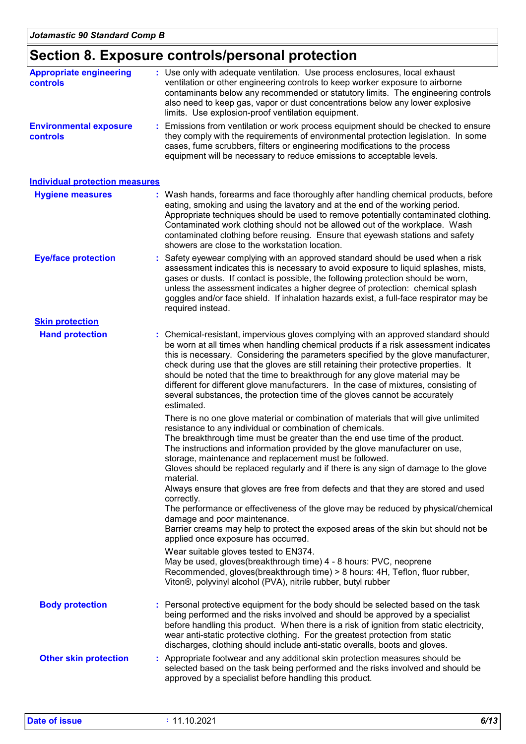## Section 8. Exposure controls/personal protection

**Appropriate engineering controls** : Use only with adequate ventilation. Use process enclosures, local exhaust ventilation or other engineering controls to keep worker exposure to airborne contaminants below any recommended or statutory limits. The engineering controls also need to keep gas, vapor or dust concentrations below any lower explosive limits. Use explosion-proof ventilation equipment.

**Environmental exposure controls** : Emissions from ventilation or work process equipment should be checked to ensure they comply with the requirements of environmental protection legislation. In some cases, fume scrubbers, filters or engineering modifications to the process equipment will be necessary to reduce emissions to acceptable levels.

### Individual protection measures

**Hygiene measures** : Wash hands, forearms and face thoroughly after handling chemical products, before eating, smoking and using the lavatory and at the end of the working period. Appropriate techniques should be used to remove potentially contaminated clothing. Contaminated work clothing should not be allowed out of the workplace. Wash contaminated clothing before reusing. Ensure that eyewash stations and safety showers are close to the workstation location.

**Eye/face protection** : Safety eyewear complying with an approved standard should be used when a risk assessment indicates this is necessary to avoid exposure to liquid splashes, mists, gases or dusts. If contact is possible, the following protection should be worn, unless the assessment indicates a higher degree of protection: chemical splash goggles and/or face shield. If inhalation hazards exist, a full-face respirator may be required instead.

#### Skin protection

**Hand protection** : Chemical-resistant, impervious gloves complying with an approved standard should be worn at all times when handling chemical products if a risk assessment indicates this is necessary. Considering the parameters specified by the glove manufacturer, check during use that the gloves are still retaining their protective properties. It should be noted that the time to breakthrough for any glove material may be different for different glove manufacturers. In the case of mixtures, consisting of several substances, the protection time of the gloves cannot be accurately estimated.

There is no one glove material or combination of materials that will give unlimited resistance to any individual or combination of chemicals.
The breakthrough time must be greater than the end use time of the product.
The instructions and information provided by the glove manufacturer on use, storage, maintenance and replacement must be followed.
Gloves should be replaced regularly and if there is any sign of damage to the glove material.
Always ensure that gloves are free from defects and that they are stored and used correctly.
The performance or effectiveness of the glove may be reduced by physical/chemical damage and poor maintenance.
Barrier creams may help to protect the exposed areas of the skin but should not be applied once exposure has occurred.

Wear suitable gloves tested to EN374.
May be used, gloves(breakthrough time) 4 - 8 hours: PVC, neoprene
Recommended, gloves(breakthrough time) > 8 hours: 4H, Teflon, fluor rubber, Viton®, polyvinyl alcohol (PVA), nitrile rubber, butyl rubber

**Body protection** : Personal protective equipment for the body should be selected based on the task being performed and the risks involved and should be approved by a specialist before handling this product. When there is a risk of ignition from static electricity, wear anti-static protective clothing. For the greatest protection from static discharges, clothing should include anti-static overalls, boots and gloves.

**Other skin protection** : Appropriate footwear and any additional skin protection measures should be selected based on the task being performed and the risks involved and should be approved by a specialist before handling this product.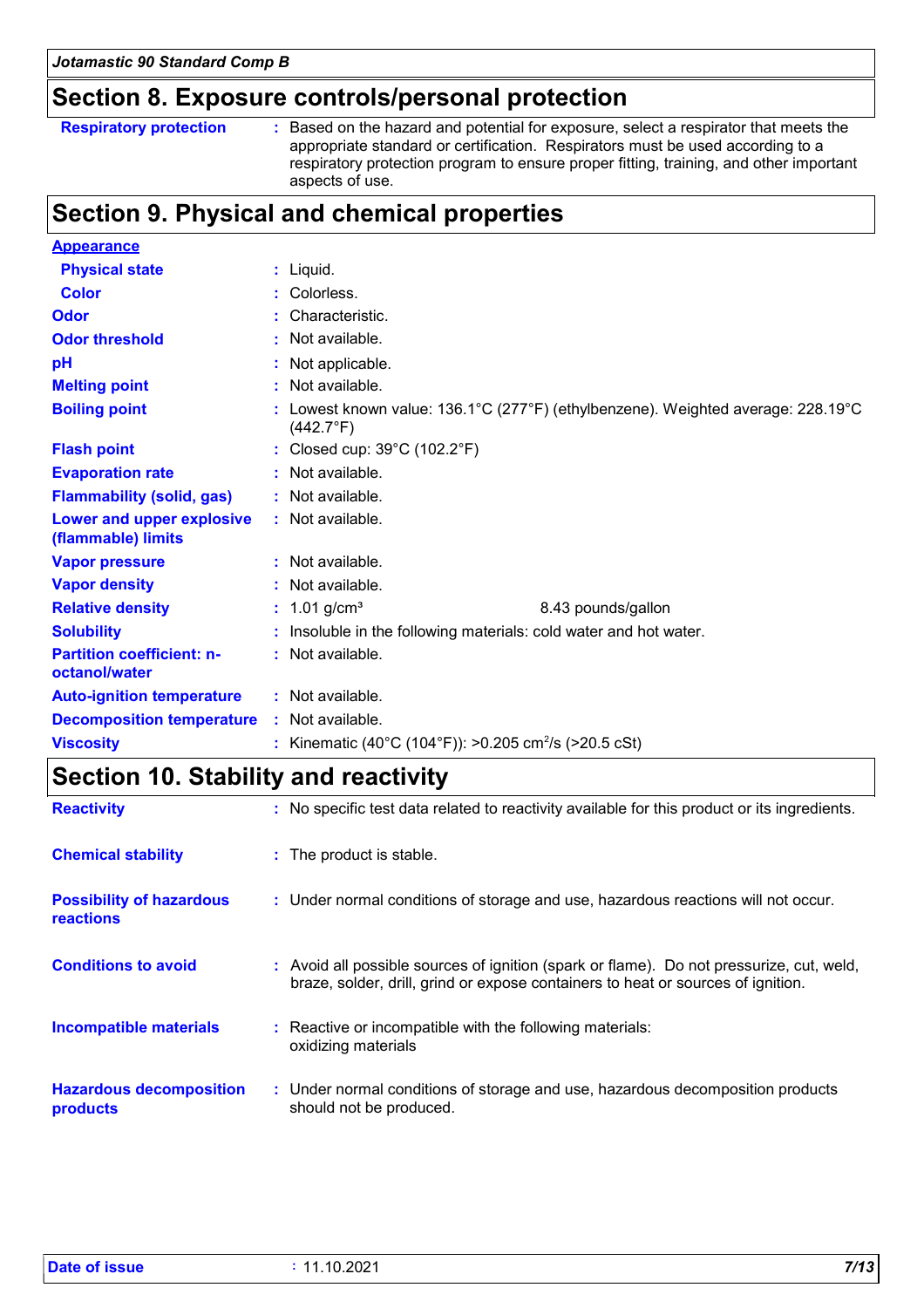## Section 8. Exposure controls/personal protection

| | |
|---|---|
| **Respiratory protection** | : Based on the hazard and potential for exposure, select a respirator that meets the appropriate standard or certification. Respirators must be used according to a respiratory protection program to ensure proper fitting, training, and other important aspects of use. |

## Section 9. Physical and chemical properties

**Appearance**

| | |
|---|---|
| **Physical state** | : Liquid. |
| **Color** | : Colorless. |
| **Odor** | : Characteristic. |
| **Odor threshold** | : Not available. |
| **pH** | : Not applicable. |
| **Melting point** | : Not available. |
| **Boiling point** | : Lowest known value: 136.1°C (277°F) (ethylbenzene). Weighted average: 228.19°C (442.7°F) |
| **Flash point** | : Closed cup: 39°C (102.2°F) |
| **Evaporation rate** | : Not available. |
| **Flammability (solid, gas)** | : Not available. |
| **Lower and upper explosive (flammable) limits** | : Not available. |
| **Vapor pressure** | : Not available. |
| **Vapor density** | : Not available. |
| **Relative density** | : 1.01 g/cm³ 8.43 pounds/gallon |
| **Solubility** | : Insoluble in the following materials: cold water and hot water. |
| **Partition coefficient: n-octanol/water** | : Not available. |
| **Auto-ignition temperature** | : Not available. |
| **Decomposition temperature** | : Not available. |
| **Viscosity** | : Kinematic (40°C (104°F)): >0.205 $cm^2/s$ (>20.5 cSt) |

## Section 10. Stability and reactivity

| | |
|---|---|
| **Reactivity** | : No specific test data related to reactivity available for this product or its ingredients. |
| **Chemical stability** | : The product is stable. |
| **Possibility of hazardous reactions** | : Under normal conditions of storage and use, hazardous reactions will not occur. |
| **Conditions to avoid** | : Avoid all possible sources of ignition (spark or flame). Do not pressurize, cut, weld, braze, solder, drill, grind or expose containers to heat or sources of ignition. |
| **Incompatible materials** | : Reactive or incompatible with the following materials: oxidizing materials |
| **Hazardous decomposition products** | : Under normal conditions of storage and use, hazardous decomposition products should not be produced. |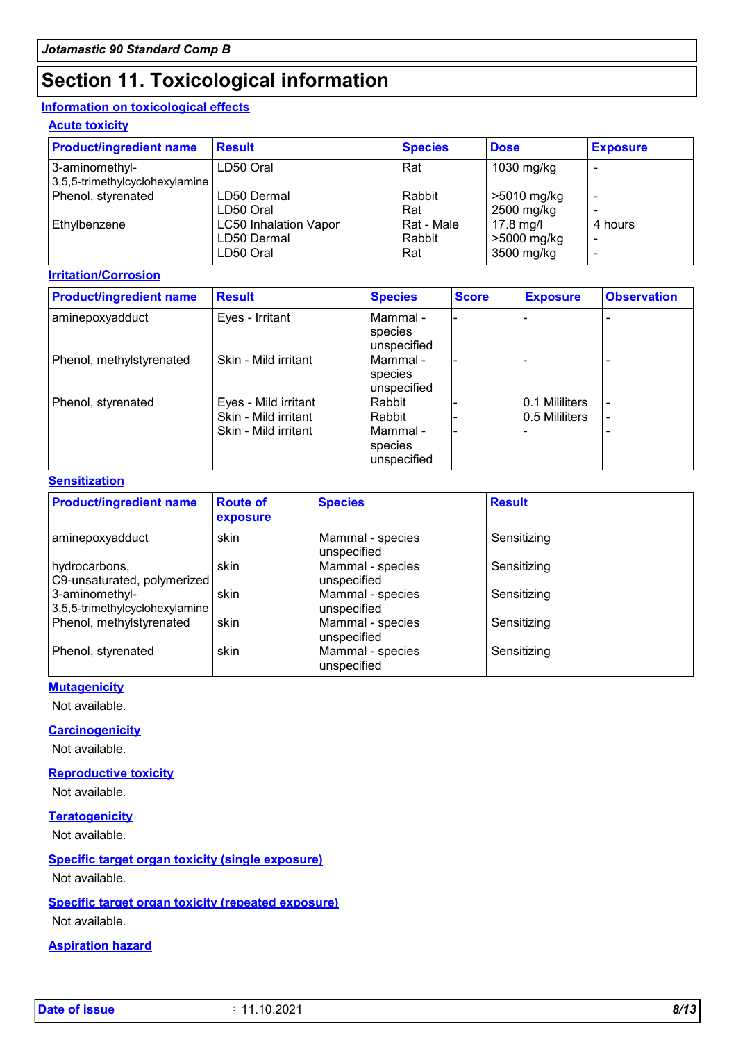# Section 11. Toxicological information

## Information on toxicological effects

### Acute toxicity

| Product/ingredient name | Result | Species | Dose | Exposure |
|---|---|---|---|---|
| 3-aminomethyl-3,5,5-trimethylcyclohexylamine | LD50 Oral | Rat | 1030 mg/kg | - |
| Phenol, styrenated | LD50 Dermal | Rabbit | >5010 mg/kg | - |
| | LD50 Oral | Rat | 2500 mg/kg | - |
| Ethylbenzene | LC50 Inhalation Vapor | Rat - Male | 17.8 mg/l | 4 hours |
| | LD50 Dermal | Rabbit | >5000 mg/kg | - |
| | LD50 Oral | Rat | 3500 mg/kg | - |

### Irritation/Corrosion

| Product/ingredient name | Result | Species | Score | Exposure | Observation |
|---|---|---|---|---|---|
| aminepoxyadduct | Eyes - Irritant | Mammal - species unspecified | - | - | - |
| Phenol, methylstyrenated | Skin - Mild irritant | Mammal - species unspecified | - | - | - |
| Phenol, styrenated | Eyes - Mild irritant | Rabbit | - | 0.1 Mililiters | - |
| | Skin - Mild irritant | Rabbit | - | 0.5 Mililiters | - |
| | Skin - Mild irritant | Mammal - species unspecified | - | - | - |

### Sensitization

| Product/ingredient name | Route of exposure | Species | Result |
|---|---|---|---|
| aminepoxyadduct | skin | Mammal - species unspecified | Sensitizing |
| hydrocarbons, C9-unsaturated, polymerized | skin | Mammal - species unspecified | Sensitizing |
| 3-aminomethyl-3,5,5-trimethylcyclohexylamine | skin | Mammal - species unspecified | Sensitizing |
| Phenol, methylstyrenated | skin | Mammal - species unspecified | Sensitizing |
| Phenol, styrenated | skin | Mammal - species unspecified | Sensitizing |

### Mutagenicity

Not available.

### Carcinogenicity

Not available.

### Reproductive toxicity

Not available.

### Teratogenicity

Not available.

### Specific target organ toxicity (single exposure)

Not available.

### Specific target organ toxicity (repeated exposure)

Not available.

### Aspiration hazard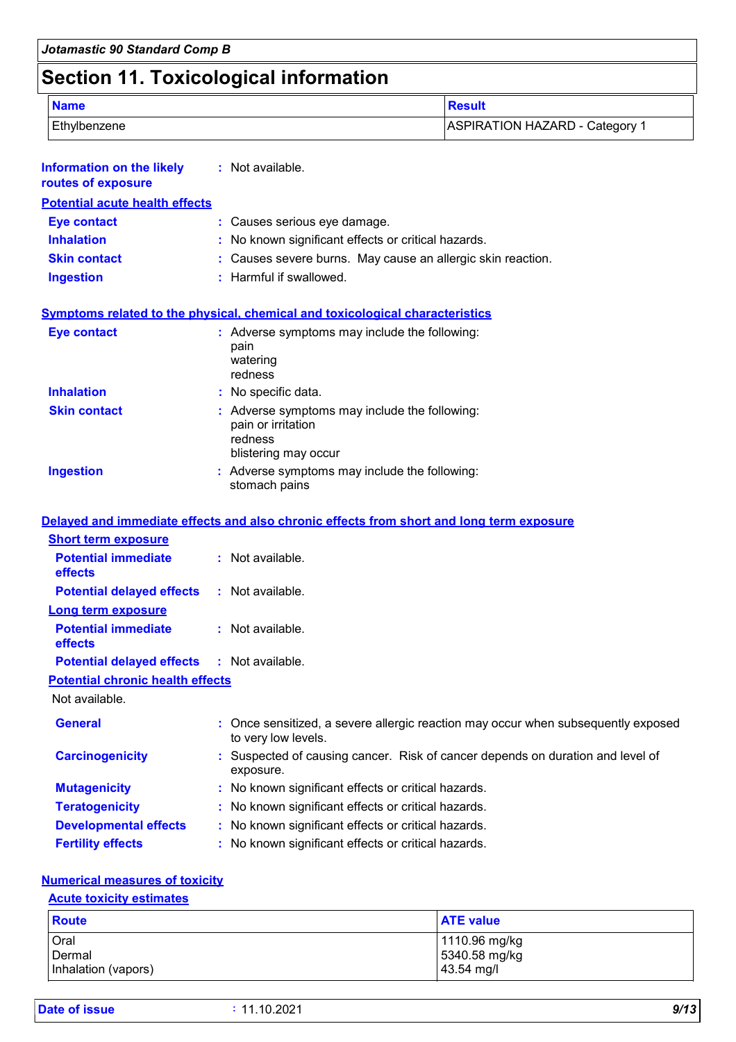# Section 11. Toxicological information

| Name | Result |
| --- | --- |
| Ethylbenzene | ASPIRATION HAZARD - Category 1 |

**Information on the likely routes of exposure** : Not available.

**Potential acute health effects**

**Eye contact** : Causes serious eye damage.

**Inhalation** : No known significant effects or critical hazards.

**Skin contact** : Causes severe burns. May cause an allergic skin reaction.

**Ingestion** : Harmful if swallowed.

**Symptoms related to the physical, chemical and toxicological characteristics**

**Eye contact** : Adverse symptoms may include the following:
pain
watering
redness

**Inhalation** : No specific data.

**Skin contact** : Adverse symptoms may include the following:
pain or irritation
redness
blistering may occur

**Ingestion** : Adverse symptoms may include the following:
stomach pains

**Delayed and immediate effects and also chronic effects from short and long term exposure**

**Short term exposure**

**Potential immediate effects** : Not available.

**Potential delayed effects** : Not available.

**Long term exposure**

**Potential immediate effects** : Not available.

**Potential delayed effects** : Not available.

**Potential chronic health effects**

Not available.

**General** : Once sensitized, a severe allergic reaction may occur when subsequently exposed to very low levels.

**Carcinogenicity** : Suspected of causing cancer. Risk of cancer depends on duration and level of exposure.

**Mutagenicity** : No known significant effects or critical hazards.

**Teratogenicity** : No known significant effects or critical hazards.

**Developmental effects** : No known significant effects or critical hazards.

**Fertility effects** : No known significant effects or critical hazards.

**Numerical measures of toxicity**

**Acute toxicity estimates**

| Route | ATE value |
| --- | --- |
| Oral | 1110.96 mg/kg |
| Dermal | 5340.58 mg/kg |
| Inhalation (vapors) | 43.54 mg/l |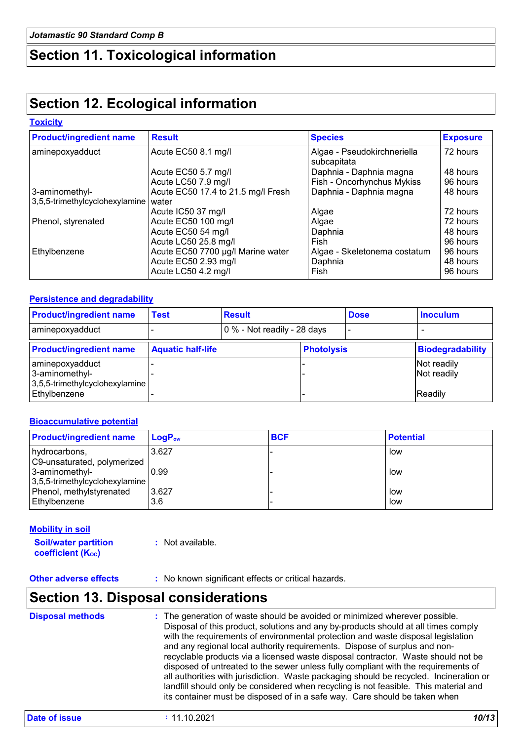## Section 11. Toxicological information

## Section 12. Ecological information

### Toxicity

| Product/ingredient name | Result | Species | Exposure |
|---|---|---|---|
| aminepoxyadduct | Acute EC50 8.1 mg/l | Algae - Pseudokirchneriella subcapitata | 72 hours |
| | Acute EC50 5.7 mg/l | Daphnia - Daphnia magna | 48 hours |
| | Acute LC50 7.9 mg/l | Fish - Oncorhynchus Mykiss | 96 hours |
| 3-aminomethyl-3,5,5-trimethylcyclohexylamine | Acute EC50 17.4 to 21.5 mg/l Fresh water | Daphnia - Daphnia magna | 48 hours |
| | Acute IC50 37 mg/l | Algae | 72 hours |
| Phenol, styrenated | Acute EC50 100 mg/l | Algae | 72 hours |
| | Acute EC50 54 mg/l | Daphnia | 48 hours |
| | Acute LC50 25.8 mg/l | Fish | 96 hours |
| Ethylbenzene | Acute EC50 7700 µg/l Marine water | Algae - Skeletonema costatum | 96 hours |
| | Acute EC50 2.93 mg/l | Daphnia | 48 hours |
| | Acute LC50 4.2 mg/l | Fish | 96 hours |

### Persistence and degradability

| Product/ingredient name | Test | Result | Dose | Inoculum |
|---|---|---|---|---|
| aminepoxyadduct | - | 0 % - Not readily - 28 days | - | - |

| Product/ingredient name | Aquatic half-life | Photolysis | Biodegradability |
|---|---|---|---|
| aminepoxyadduct | - | - | Not readily |
| 3-aminomethyl-3,5,5-trimethylcyclohexylamine | - | - | Not readily |
| Ethylbenzene | - | - | Readily |

### Bioaccumulative potential

| Product/ingredient name | $LogP_{ow}$ | BCF | Potential |
|---|---|---|---|
| hydrocarbons, C9-unsaturated, polymerized | 3.627 | - | low |
| 3-aminomethyl-3,5,5-trimethylcyclohexylamine | 0.99 | - | low |
| Phenol, methylstyrenated | 3.627 | - | low |
| Ethylbenzene | 3.6 | - | low |

### Mobility in soil

**Soil/water partition coefficient ($K_{OC}$)** : Not available.

**Other adverse effects** : No known significant effects or critical hazards.

## Section 13. Disposal considerations

**Disposal methods** : The generation of waste should be avoided or minimized wherever possible. Disposal of this product, solutions and any by-products should at all times comply with the requirements of environmental protection and waste disposal legislation and any regional local authority requirements. Dispose of surplus and non-recyclable products via a licensed waste disposal contractor. Waste should not be disposed of untreated to the sewer unless fully compliant with the requirements of all authorities with jurisdiction. Waste packaging should be recycled. Incineration or landfill should only be considered when recycling is not feasible. This material and its container must be disposed of in a safe way. Care should be taken when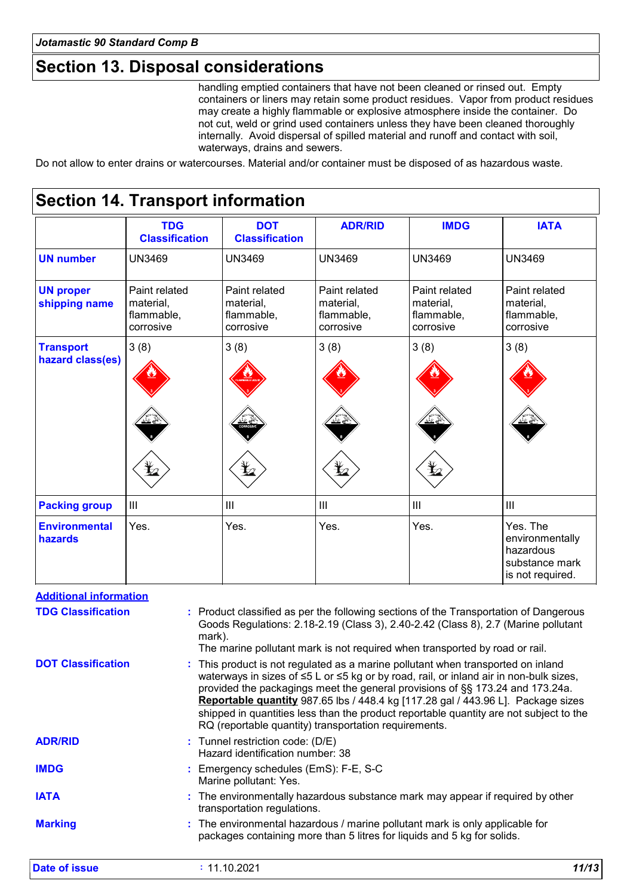## Section 13. Disposal considerations

handling emptied containers that have not been cleaned or rinsed out. Empty containers or liners may retain some product residues. Vapor from product residues may create a highly flammable or explosive atmosphere inside the container. Do not cut, weld or grind used containers unless they have been cleaned thoroughly internally. Avoid dispersal of spilled material and runoff and contact with soil, waterways, drains and sewers.

Do not allow to enter drains or watercourses. Material and/or container must be disposed of as hazardous waste.

## Section 14. Transport information

| | TDG Classification | DOT Classification | ADR/RID | IMDG | IATA |
|---|---|---|---|---|---|
| **UN number** | UN3469 | UN3469 | UN3469 | UN3469 | UN3469 |
| **UN proper shipping name** | Paint related material, flammable, corrosive | Paint related material, flammable, corrosive | Paint related material, flammable, corrosive | Paint related material, flammable, corrosive | Paint related material, flammable, corrosive |
| **Transport hazard class(es)** | 3 (8) | 3 (8) | 3 (8) | 3 (8) | 3 (8) |
| **Packing group** | III | III | III | III | III |
| **Environmental hazards** | Yes. | Yes. | Yes. | Yes. | Yes. The environmentally hazardous substance mark is not required. |

**Additional information**

**TDG Classification** : Product classified as per the following sections of the Transportation of Dangerous Goods Regulations: 2.18-2.19 (Class 3), 2.40-2.42 (Class 8), 2.7 (Marine pollutant mark).
The marine pollutant mark is not required when transported by road or rail.

**DOT Classification** : This product is not regulated as a marine pollutant when transported on inland waterways in sizes of ≤5 L or ≤5 kg or by road, rail, or inland air in non-bulk sizes, provided the packagings meet the general provisions of §§ 173.24 and 173.24a.
**Reportable quantity** 987.65 lbs / 448.4 kg [117.28 gal / 443.96 L]. Package sizes shipped in quantities less than the product reportable quantity are not subject to the RQ (reportable quantity) transportation requirements.

**ADR/RID** : Tunnel restriction code: (D/E)
Hazard identification number: 38

**IMDG** : Emergency schedules (EmS): F-E, S-C
Marine pollutant: Yes.

**IATA** : The environmentally hazardous substance mark may appear if required by other transportation regulations.

**Marking** : The environmental hazardous / marine pollutant mark is only applicable for packages containing more than 5 litres for liquids and 5 kg for solids.

**Date of issue** : 11.10.2021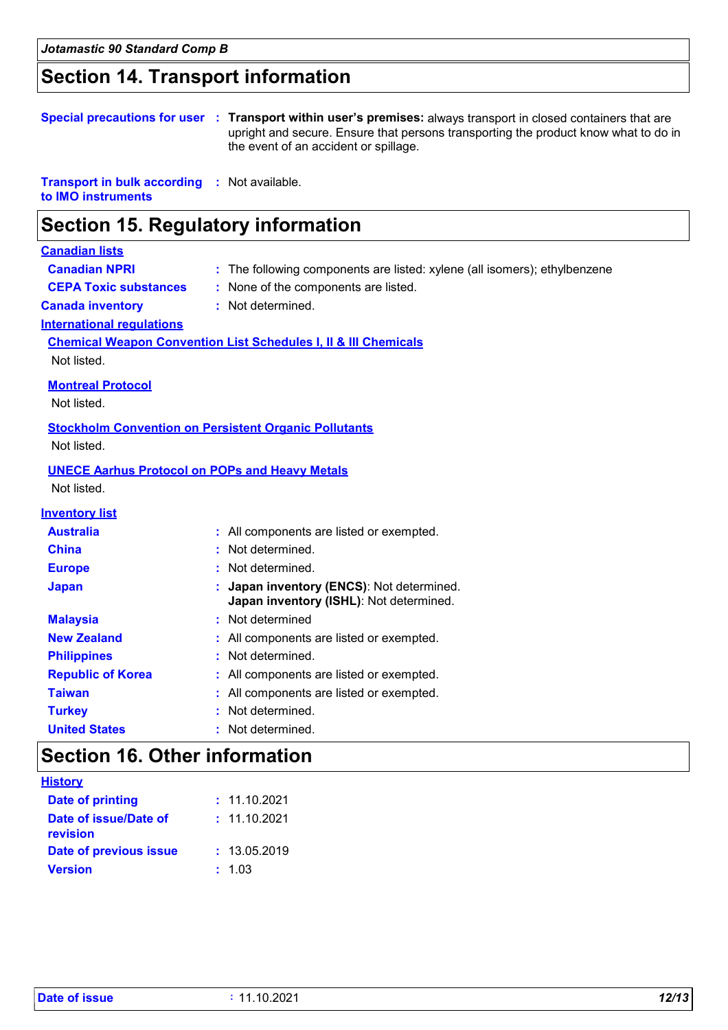## Section 14. Transport information

| | |
|---|---|
| **Special precautions for user** | **Transport within user's premises:** always transport in closed containers that are upright and secure. Ensure that persons transporting the product know what to do in the event of an accident or spillage. |
| **Transport in bulk according to IMO instruments** | Not available. |

## Section 15. Regulatory information

**Canadian lists**

| | |
|---|---|
| **Canadian NPRI** | The following components are listed: xylene (all isomers); ethylbenzene |
| **CEPA Toxic substances** | None of the components are listed. |
| **Canada inventory** | Not determined. |

**International regulations**

**Chemical Weapon Convention List Schedules I, II & III Chemicals**

Not listed.

**Montreal Protocol**

Not listed.

**Stockholm Convention on Persistent Organic Pollutants**

Not listed.

**UNECE Aarhus Protocol on POPs and Heavy Metals**

Not listed.

**Inventory list**

| | |
|---|---|
| **Australia** | All components are listed or exempted. |
| **China** | Not determined. |
| **Europe** | Not determined. |
| **Japan** | **Japan inventory (ENCS)**: Not determined.<br>**Japan inventory (ISHL)**: Not determined. |
| **Malaysia** | Not determined |
| **New Zealand** | All components are listed or exempted. |
| **Philippines** | Not determined. |
| **Republic of Korea** | All components are listed or exempted. |
| **Taiwan** | All components are listed or exempted. |
| **Turkey** | Not determined. |
| **United States** | Not determined. |

## Section 16. Other information

**History**

| | |
|---|---|
| **Date of printing** | 11.10.2021 |
| **Date of issue/Date of revision** | 11.10.2021 |
| **Date of previous issue** | 13.05.2019 |
| **Version** | 1.03 |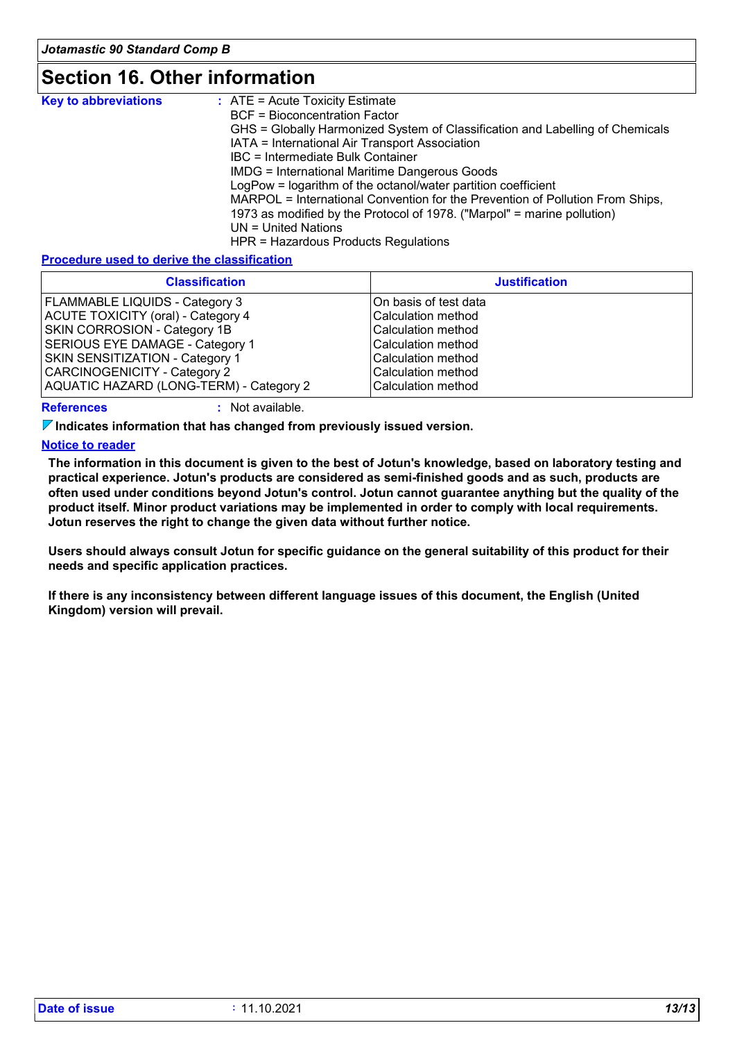# Section 16. Other information

**Key to abbreviations** : ATE = Acute Toxicity Estimate
BCF = Bioconcentration Factor
GHS = Globally Harmonized System of Classification and Labelling of Chemicals
IATA = International Air Transport Association
IBC = Intermediate Bulk Container
IMDG = International Maritime Dangerous Goods
LogPow = logarithm of the octanol/water partition coefficient
MARPOL = International Convention for the Prevention of Pollution From Ships, 1973 as modified by the Protocol of 1978. ("Marpol" = marine pollution)
UN = United Nations
HPR = Hazardous Products Regulations

**Procedure used to derive the classification**

| Classification | Justification |
|---|---|
| FLAMMABLE LIQUIDS - Category 3 | On basis of test data |
| ACUTE TOXICITY (oral) - Category 4 | Calculation method |
| SKIN CORROSION - Category 1B | Calculation method |
| SERIOUS EYE DAMAGE - Category 1 | Calculation method |
| SKIN SENSITIZATION - Category 1 | Calculation method |
| CARCINOGENICITY - Category 2 | Calculation method |
| AQUATIC HAZARD (LONG-TERM) - Category 2 | Calculation method |

**References** : Not available.

**Indicates information that has changed from previously issued version.**

**Notice to reader**

**The information in this document is given to the best of Jotun's knowledge, based on laboratory testing and practical experience. Jotun's products are considered as semi-finished goods and as such, products are often used under conditions beyond Jotun's control. Jotun cannot guarantee anything but the quality of the product itself. Minor product variations may be implemented in order to comply with local requirements. Jotun reserves the right to change the given data without further notice.**

**Users should always consult Jotun for specific guidance on the general suitability of this product for their needs and specific application practices.**

**If there is any inconsistency between different language issues of this document, the English (United Kingdom) version will prevail.**